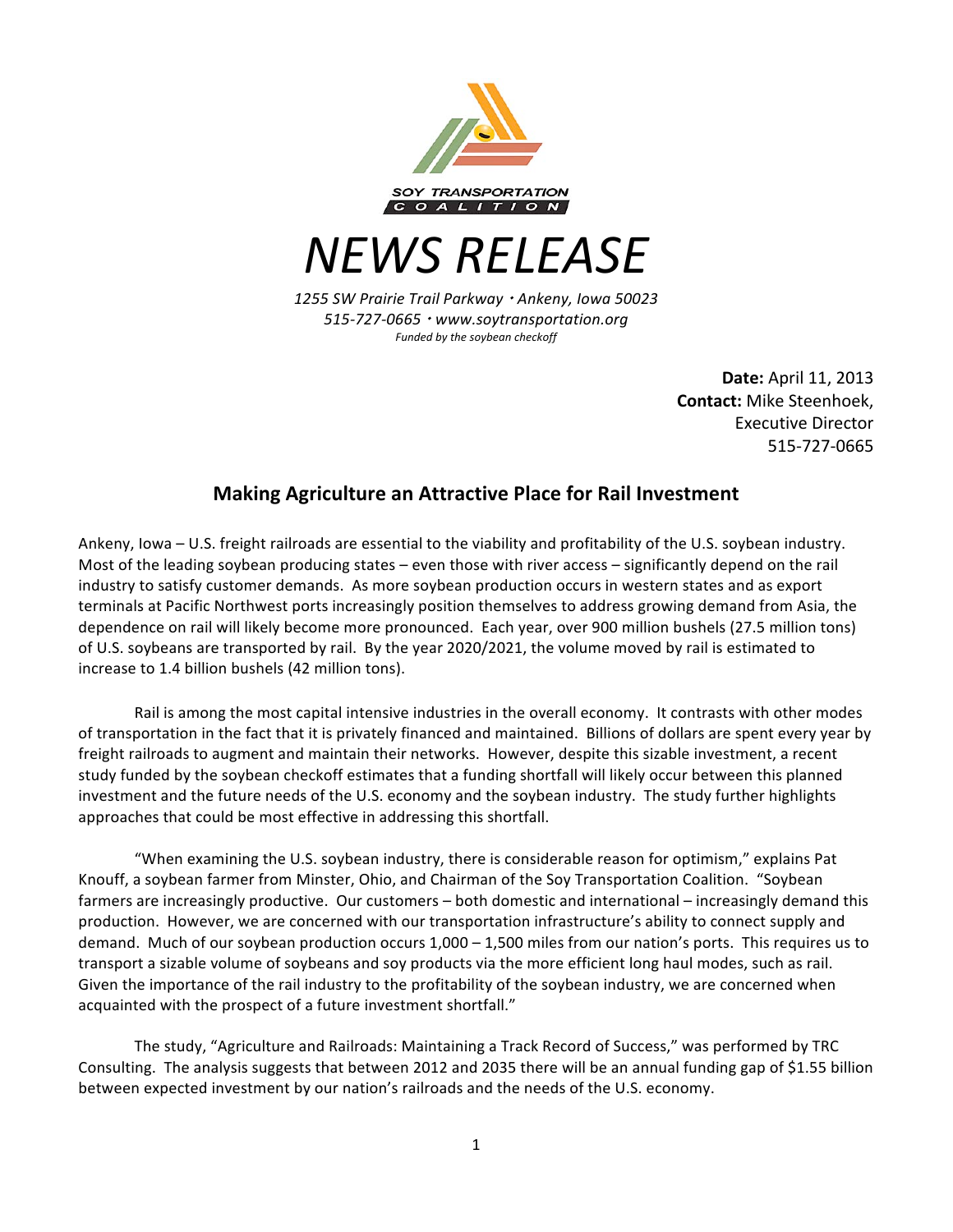SOY TRANSPORTATION COALITION

# NEWS RELEASE

*1255 SW Prairie Trail Parkway · Ankeny, Iowa 50023*
*515-727-0665 · www.soytransportation.org*
*Funded by the soybean checkoff*

**Date:** April 11, 2013
**Contact:** Mike Steenhoek, Executive Director
515-727-0665

## Making Agriculture an Attractive Place for Rail Investment

Ankeny, Iowa – U.S. freight railroads are essential to the viability and profitability of the U.S. soybean industry. Most of the leading soybean producing states – even those with river access – significantly depend on the rail industry to satisfy customer demands. As more soybean production occurs in western states and as export terminals at Pacific Northwest ports increasingly position themselves to address growing demand from Asia, the dependence on rail will likely become more pronounced. Each year, over 900 million bushels (27.5 million tons) of U.S. soybeans are transported by rail. By the year 2020/2021, the volume moved by rail is estimated to increase to 1.4 billion bushels (42 million tons).

Rail is among the most capital intensive industries in the overall economy. It contrasts with other modes of transportation in the fact that it is privately financed and maintained. Billions of dollars are spent every year by freight railroads to augment and maintain their networks. However, despite this sizable investment, a recent study funded by the soybean checkoff estimates that a funding shortfall will likely occur between this planned investment and the future needs of the U.S. economy and the soybean industry. The study further highlights approaches that could be most effective in addressing this shortfall.

"When examining the U.S. soybean industry, there is considerable reason for optimism," explains Pat Knouff, a soybean farmer from Minster, Ohio, and Chairman of the Soy Transportation Coalition. "Soybean farmers are increasingly productive. Our customers – both domestic and international – increasingly demand this production. However, we are concerned with our transportation infrastructure's ability to connect supply and demand. Much of our soybean production occurs 1,000 – 1,500 miles from our nation's ports. This requires us to transport a sizable volume of soybeans and soy products via the more efficient long haul modes, such as rail. Given the importance of the rail industry to the profitability of the soybean industry, we are concerned when acquainted with the prospect of a future investment shortfall."

The study, "Agriculture and Railroads: Maintaining a Track Record of Success," was performed by TRC Consulting. The analysis suggests that between 2012 and 2035 there will be an annual funding gap of $1.55 billion between expected investment by our nation's railroads and the needs of the U.S. economy.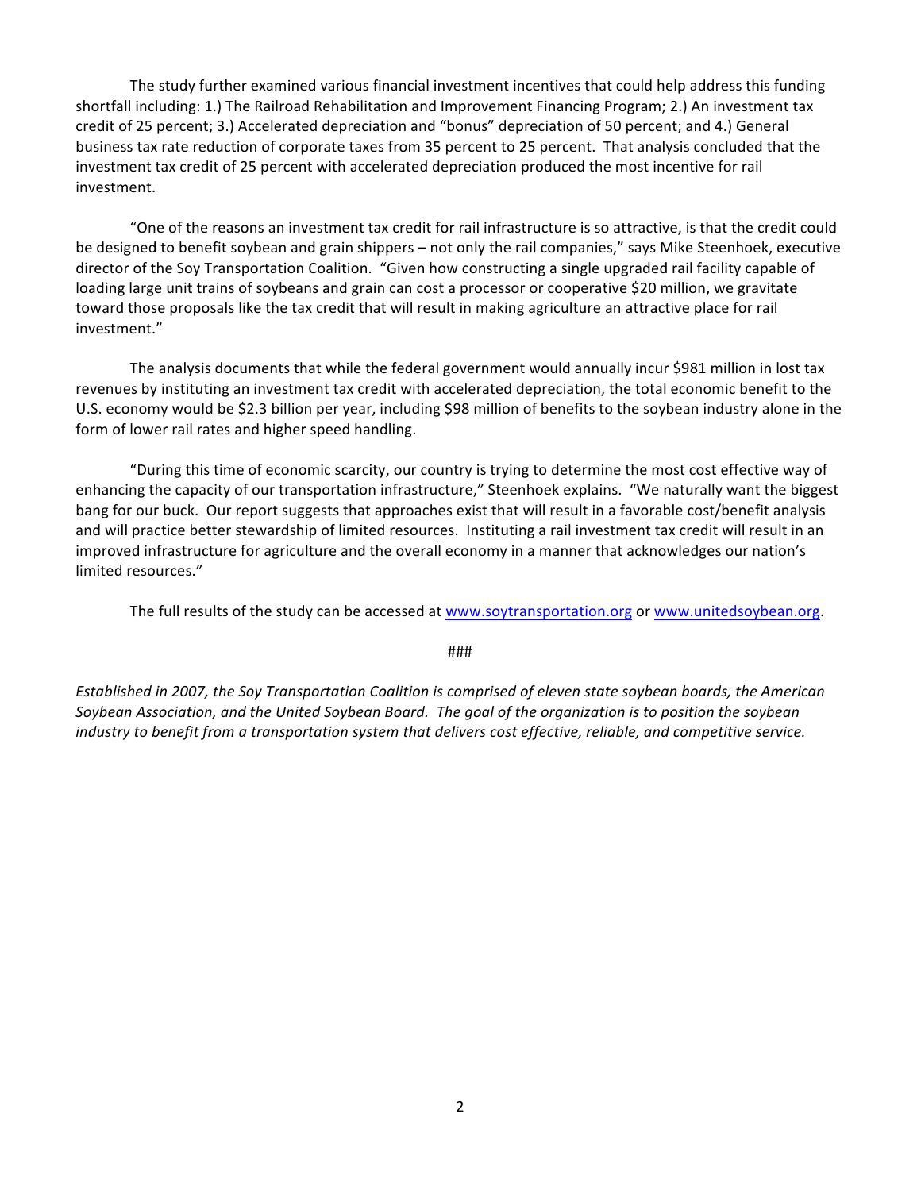The study further examined various financial investment incentives that could help address this funding shortfall including: 1.) The Railroad Rehabilitation and Improvement Financing Program; 2.) An investment tax credit of 25 percent; 3.) Accelerated depreciation and "bonus" depreciation of 50 percent; and 4.) General business tax rate reduction of corporate taxes from 35 percent to 25 percent. That analysis concluded that the investment tax credit of 25 percent with accelerated depreciation produced the most incentive for rail investment.

"One of the reasons an investment tax credit for rail infrastructure is so attractive, is that the credit could be designed to benefit soybean and grain shippers – not only the rail companies," says Mike Steenhoek, executive director of the Soy Transportation Coalition. "Given how constructing a single upgraded rail facility capable of loading large unit trains of soybeans and grain can cost a processor or cooperative $20 million, we gravitate toward those proposals like the tax credit that will result in making agriculture an attractive place for rail investment."

The analysis documents that while the federal government would annually incur $981 million in lost tax revenues by instituting an investment tax credit with accelerated depreciation, the total economic benefit to the U.S. economy would be $2.3 billion per year, including $98 million of benefits to the soybean industry alone in the form of lower rail rates and higher speed handling.

"During this time of economic scarcity, our country is trying to determine the most cost effective way of enhancing the capacity of our transportation infrastructure," Steenhoek explains. "We naturally want the biggest bang for our buck. Our report suggests that approaches exist that will result in a favorable cost/benefit analysis and will practice better stewardship of limited resources. Instituting a rail investment tax credit will result in an improved infrastructure for agriculture and the overall economy in a manner that acknowledges our nation's limited resources."

The full results of the study can be accessed at www.soytransportation.org or www.unitedsoybean.org.

###

*Established in 2007, the Soy Transportation Coalition is comprised of eleven state soybean boards, the American Soybean Association, and the United Soybean Board. The goal of the organization is to position the soybean industry to benefit from a transportation system that delivers cost effective, reliable, and competitive service.*